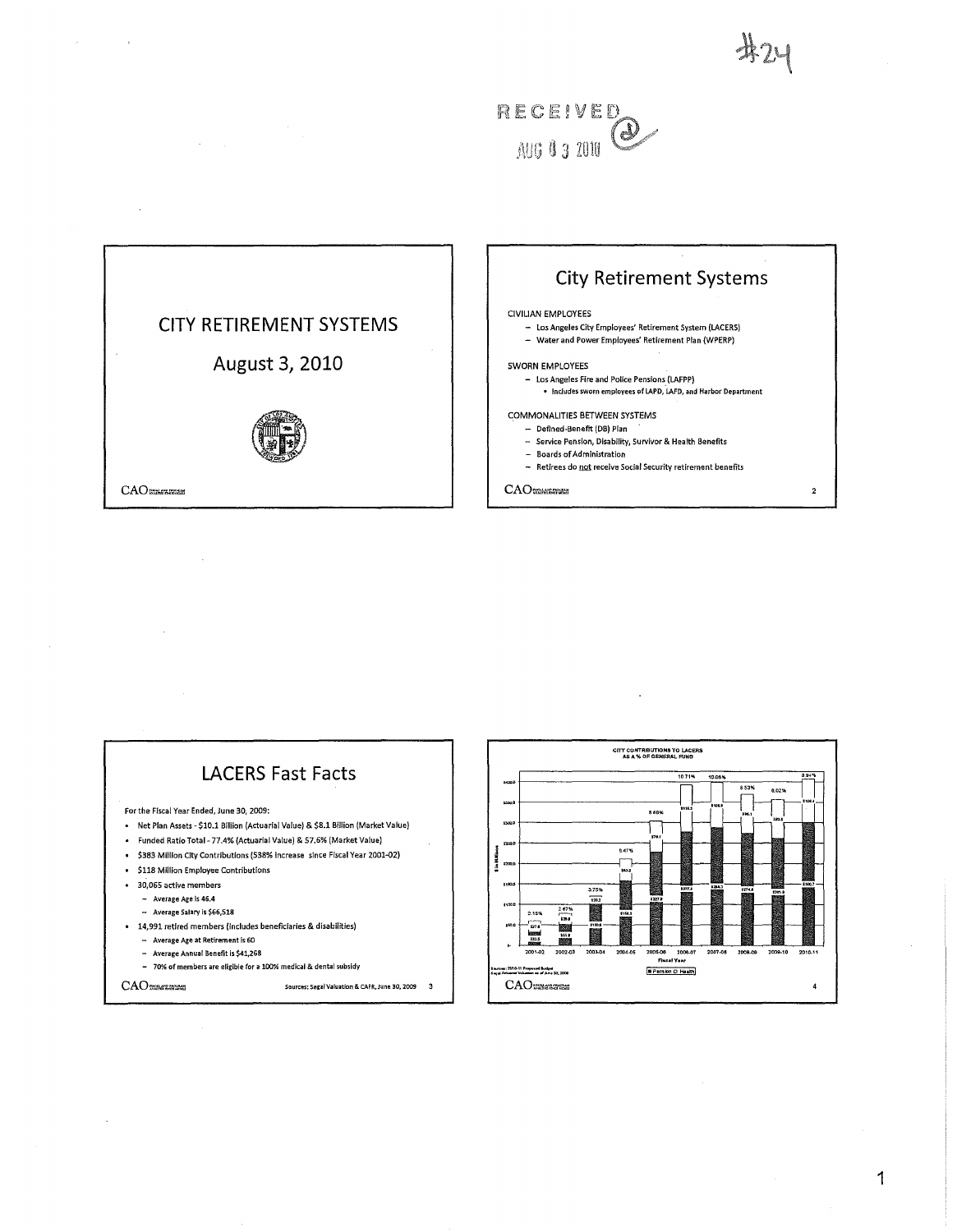#24

RECEIVED
AUG 03 2010

# CITY RETIREMENT SYSTEMS

## August 3, 2010

CAO

# City Retirement Systems

CIVILIAN EMPLOYEES

- Los Angeles City Employees' Retirement System (LACERS)
- Water and Power Employees' Retirement Plan (WPERP)

SWORN EMPLOYEES

- Los Angeles Fire and Police Pensions (LAFPP)
  - Includes sworn employees of LAPD, LAFD, and Harbor Department

COMMONALITIES BETWEEN SYSTEMS

- Defined-Benefit (DB) Plan
- Service Pension, Disability, Survivor & Health Benefits
- Boards of Administration
- Retirees do not receive Social Security retirement benefits

CAO

# LACERS Fast Facts

For the Fiscal Year Ended, June 30, 2009:

- Net Plan Assets - $10.1 Billion (Actuarial Value) & $8.1 Billion (Market Value)
- Funded Ratio Total - 77.4% (Actuarial Value) & 57.6% (Market Value)
- $383 Million City Contributions (538% increase since Fiscal Year 2001-02)
- $118 Million Employee Contributions
- 30,065 active members
  - Average Age is 46.4
  - Average Salary is $66,518
- 14,991 retired members (includes beneficiaries & disabilities)
  - Average Age at Retirement is 60
  - Average Annual Benefit is $41,268
  - 70% of members are eligible for a 100% medical & dental subsidy

CAO

Sources: Segal Valuation & CAFR, June 30, 2009

CITY CONTRIBUTIONS TO LACERS AS A % OF GENERAL FUND

| Fiscal Year | % of General Fund |
| --- | --- |
| 2001-02 | 2.16% |
| 2002-03 | 2.47% |
| 2003-04 | 3.75% |
| 2004-05 | 5.47% |
| 2005-06 | 8.40% |
| 2006-07 | 10.71% |
| 2007-08 | 10.06% |
| 2008-09 | 8.53% |
| 2009-10 | 8.02% |
| 2010-11 | 8.94% |

■ Pension □ Health

Sources: 2010-11 Proposed Budget; Segal Actuarial Valuation as of June 30, 2009

CAO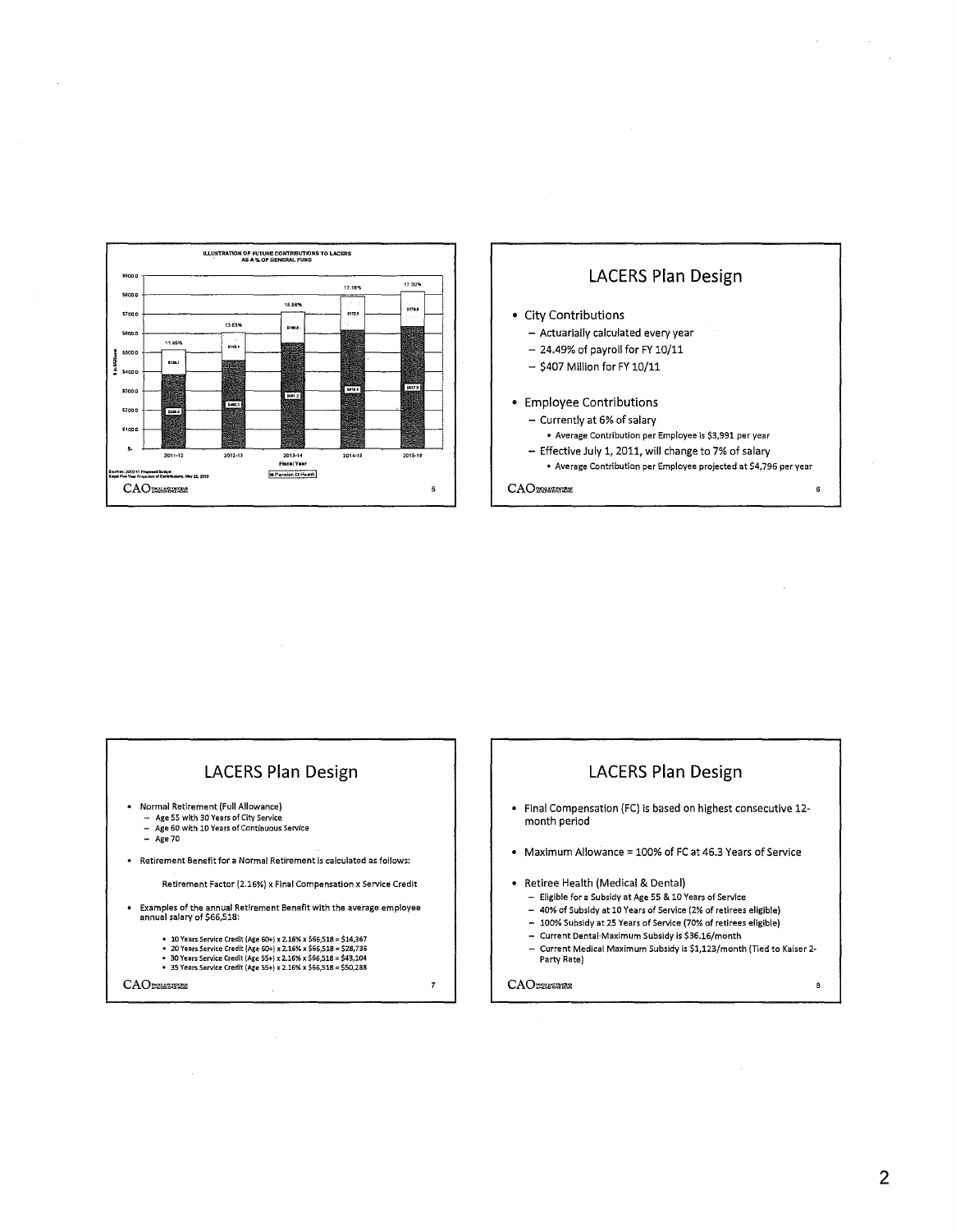## ILLUSTRATION OF FUTURE CONTRIBUTIONS TO LACERS AS A % OF GENERAL FUND

| Fiscal Year | Pension | Health | % of General Fund |
|---|---|---|---|
| 2011-12 | $385.3 | $120.1 | 11.85% |
| 2012-13 | $480.3 | $143.4 | 13.83% |
| 2013-14 | $581.2 | $160.6 | 15.86% |
| 2014-15 | $618.6 | $172.5 | 17.16% |
| 2015-16 | $637.5 | $176.8 | 17.20% |

Sources: 2010-11 Proposed Budget; Five Year Projection of Contributions, May 25, 2010

## LACERS Plan Design

- City Contributions
  - Actuarially calculated every year
  - 24.49% of payroll for FY 10/11
  - $407 Million for FY 10/11
- Employee Contributions
  - Currently at 6% of salary
    - Average Contribution per Employee is $3,991 per year
  - Effective July 1, 2011, will change to 7% of salary
    - Average Contribution per Employee projected at $4,796 per year

## LACERS Plan Design

- Normal Retirement (Full Allowance)
  - Age 55 with 30 Years of City Service
  - Age 60 with 10 Years of Continuous Service
  - Age 70
- Retirement Benefit for a Normal Retirement is calculated as follows:

  Retirement Factor (2.16%) x Final Compensation x Service Credit

- Examples of the annual Retirement Benefit with the average employee annual salary of $66,518:
  - 10 Years Service Credit (Age 60+) x 2.16% x $66,518 = $14,367
  - 20 Years Service Credit (Age 60+) x 2.16% x $66,518 = $28,736
  - 30 Years Service Credit (Age 55+) x 2.16% x $66,518 = $43,104
  - 35 Years Service Credit (Age 55+) x 2.16% x $66,518 = $50,288

## LACERS Plan Design

- Final Compensation (FC) is based on highest consecutive 12-month period
- Maximum Allowance = 100% of FC at 46.3 Years of Service
- Retiree Health (Medical & Dental)
  - Eligible for a Subsidy at Age 55 & 10 Years of Service
  - 40% of Subsidy at 10 Years of Service (2% of retirees eligible)
  - 100% Subsidy at 25 Years of Service (70% of retirees eligible)
  - Current Dental Maximum Subsidy is $36.16/month
  - Current Medical Maximum Subsidy is $1,123/month (Tied to Kaiser 2-Party Rate)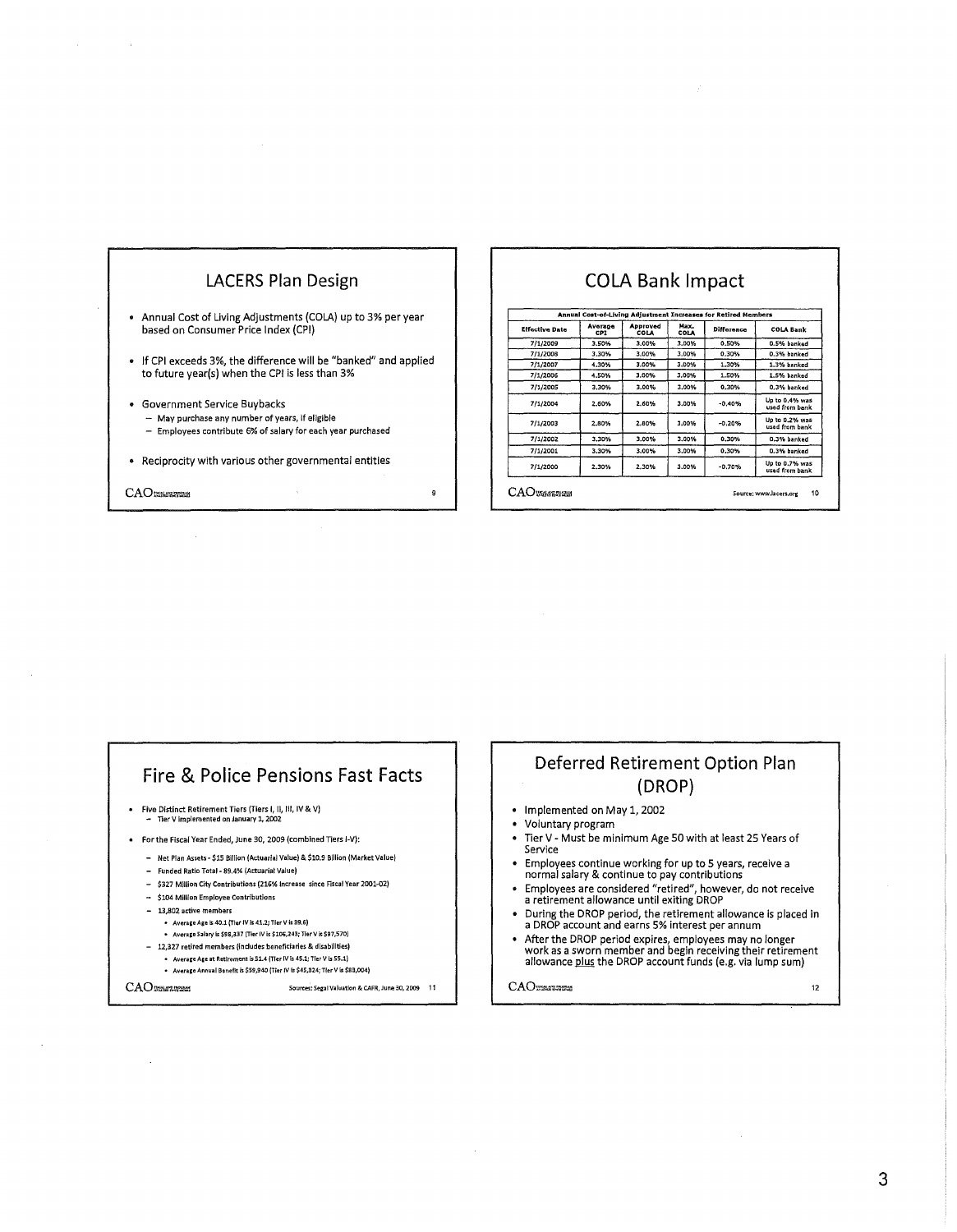## LACERS Plan Design

- Annual Cost of Living Adjustments (COLA) up to 3% per year based on Consumer Price Index (CPI)
- If CPI exceeds 3%, the difference will be "banked" and applied to future year(s) when the CPI is less than 3%
- Government Service Buybacks
  - May purchase any number of years, if eligible
  - Employees contribute 6% of salary for each year purchased
- Reciprocity with various other governmental entities

## COLA Bank Impact

Annual Cost-of-Living Adjustment Increases for Retired Members

| Effective Date | Average CPI | Approved COLA | Max. COLA | Difference | COLA Bank |
|---|---|---|---|---|---|
| 7/1/2009 | 3.50% | 3.00% | 3.00% | 0.50% | 0.5% banked |
| 7/1/2008 | 3.30% | 3.00% | 3.00% | 0.30% | 0.3% banked |
| 7/1/2007 | 4.30% | 3.00% | 3.00% | 1.30% | 1.3% banked |
| 7/1/2006 | 4.50% | 3.00% | 3.00% | 1.50% | 1.5% banked |
| 7/1/2005 | 3.30% | 3.00% | 3.00% | 0.30% | 0.3% banked |
| 7/1/2004 | 2.60% | 2.60% | 3.00% | -0.40% | Up to 0.4% was used from bank |
| 7/1/2003 | 2.80% | 2.80% | 3.00% | -0.20% | Up to 0.2% was used from bank |
| 7/1/2002 | 3.30% | 3.00% | 3.00% | 0.30% | 0.3% banked |
| 7/1/2001 | 3.30% | 3.00% | 3.00% | 0.30% | 0.3% banked |
| 7/1/2000 | 2.30% | 2.30% | 3.00% | -0.70% | Up to 0.7% was used from bank |

Source: www.lacers.org

## Fire & Police Pensions Fast Facts

- Five Distinct Retirement Tiers (Tiers I, II, III, IV & V)
  - Tier V implemented on January 1, 2002
- For the Fiscal Year Ended, June 30, 2009 (combined Tiers I-V):
  - Net Plan Assets - $15 Billion (Actuarial Value) & $10.9 Billion (Market Value)
  - Funded Ratio Total - 89.4% (Actuarial Value)
  - $327 Million City Contributions (216% increase since Fiscal Year 2001-02)
  - $104 Million Employee Contributions
  - 13,802 active members
    - Average Age is 40.1 (Tier IV is 41.2; Tier V is 39.6)
    - Average Salary is $98,337 (Tier IV is $106,243; Tier V is $97,570)
  - 12,327 retired members (includes beneficiaries & disabilities)
    - Average Age at Retirement is 51.4 (Tier IV is 45.1; Tier V is 55.1)
    - Average Annual Benefit is $59,940 (Tier IV is $45,824; Tier V is $83,004)

Sources: Segal Valuation & CAFR, June 30, 2009

## Deferred Retirement Option Plan (DROP)

- Implemented on May 1, 2002
- Voluntary program
- Tier V - Must be minimum Age 50 with at least 25 Years of Service
- Employees continue working for up to 5 years, receive a normal salary & continue to pay contributions
- Employees are considered "retired", however, do not receive a retirement allowance until exiting DROP
- During the DROP period, the retirement allowance is placed in a DROP account and earns 5% interest per annum
- After the DROP period expires, employees may no longer work as a sworn member and begin receiving their retirement allowance plus the DROP account funds (e.g. via lump sum)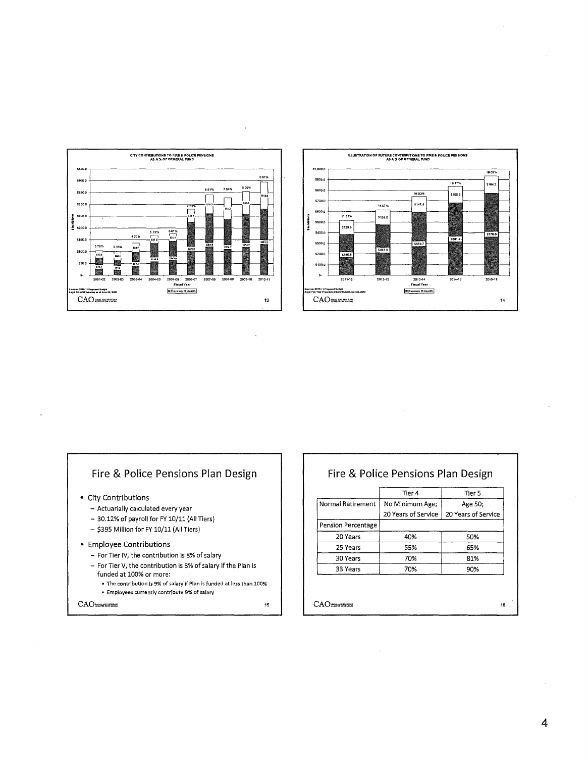## CITY CONTRIBUTIONS TO FIRE & POLICE PENSIONS AS A % OF GENERAL FUND

| Fiscal Year | % of General Fund |
|---|---|
| 2001-02 | 3.76% |
| 2002-03 | 3.35% |
| 2003-04 | 4.23% |
| 2004-05 | 5.12% |
| 2005-06 | 5.01% |
| 2006-07 | 7.53% |
| 2007-08 | 8.61% |
| 2008-09 | 7.84% |
| 2009-10 | 8.00% |
| 2010-11 | 8.67% |

Pension / Health

Sources: 2010-11 Proposed Budget; Segal Actuarial Valuation as of June 30, 2009

## ILLUSTRATION OF FUTURE CONTRIBUTIONS TO FIRE & POLICE PENSIONS AS A % OF GENERAL FUND

| Fiscal Year | % of General Fund | Pension | Health |
|---|---|---|---|
| 2011-12 | 11.83% | $385.8 | $129.8 |
| 2012-13 | 14.07% | $478.0 | $138.0 |
| 2013-14 | 16.53% | $593.7 | $147.4 |
| 2014-15 | 18.17% | $681.4 | $155.8 |
| 2015-16 | 19.69% | $770.0 | $164.2 |

Pension / Health

Sources: 2010-11 Proposed Budget; Segal Five Year Projection of Contributions, May 25, 2010

## Fire & Police Pensions Plan Design

- City Contributions
  - Actuarially calculated every year
  - 30.12% of payroll for FY 10/11 (All Tiers)
  - $395 Million for FY 10/11 (All Tiers)
- Employee Contributions
  - For Tier IV, the contribution is 8% of salary
  - For Tier V, the contribution is 8% of salary if the Plan is funded at 100% or more:
    - The contribution is 9% of salary if Plan is funded at less than 100%
    - Employees currently contribute 9% of salary

## Fire & Police Pensions Plan Design

| | Tier 4 | Tier 5 |
|---|---|---|
| Normal Retirement | No Minimum Age; 20 Years of Service | Age 50; 20 Years of Service |
| Pension Percentage | | |
| 20 Years | 40% | 50% |
| 25 Years | 55% | 65% |
| 30 Years | 70% | 81% |
| 33 Years | 70% | 90% |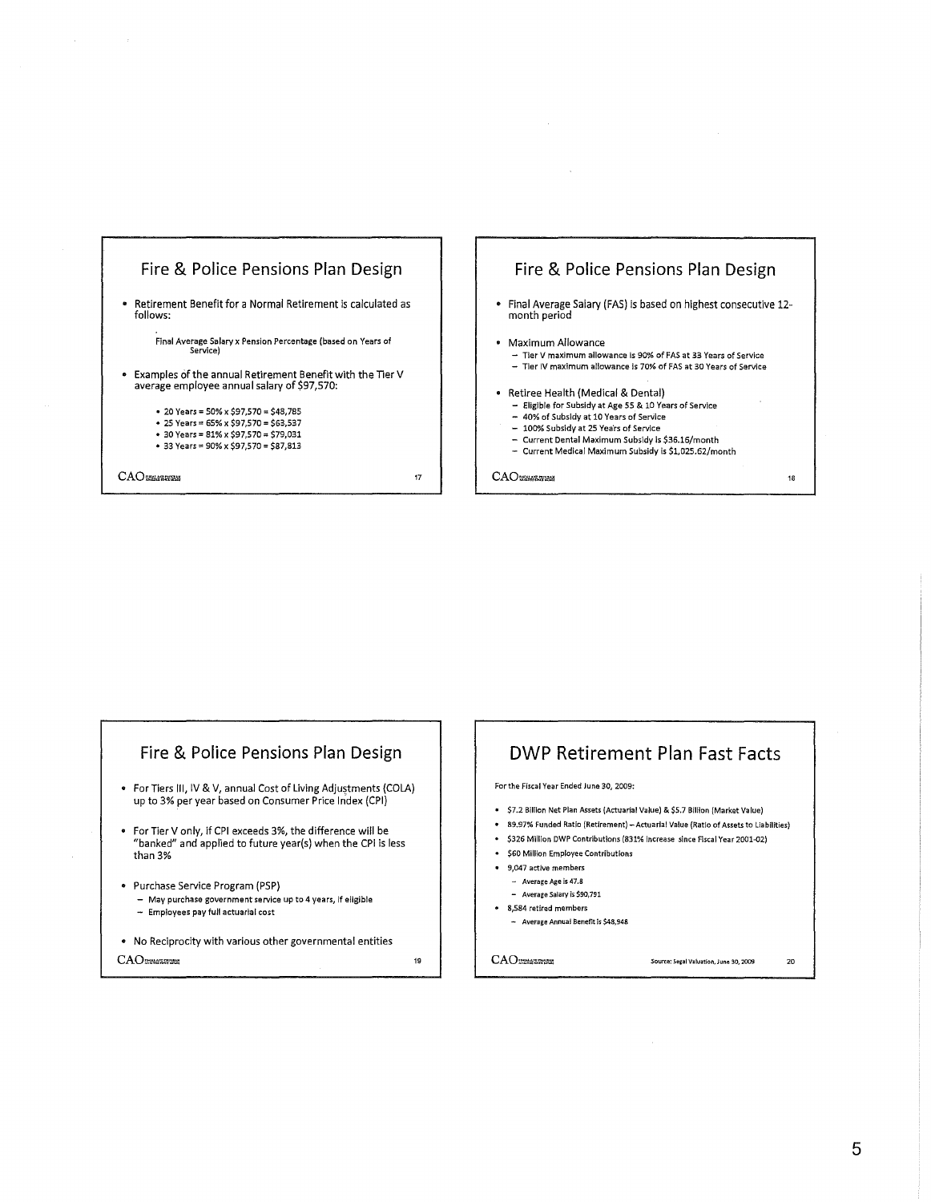## Fire & Police Pensions Plan Design

- Retirement Benefit for a Normal Retirement is calculated as follows:

  Final Average Salary x Pension Percentage (based on Years of Service)

- Examples of the annual Retirement Benefit with the Tier V average employee annual salary of $97,570:
  - 20 Years = 50% x $97,570 = $48,785
  - 25 Years = 65% x $97,570 = $63,537
  - 30 Years = 81% x $97,570 = $79,031
  - 33 Years = 90% x $97,570 = $87,813

## Fire & Police Pensions Plan Design

- Final Average Salary (FAS) is based on highest consecutive 12-month period
- Maximum Allowance
  - Tier V maximum allowance is 90% of FAS at 33 Years of Service
  - Tier IV maximum allowance is 70% of FAS at 30 Years of Service
- Retiree Health (Medical & Dental)
  - Eligible for Subsidy at Age 55 & 10 Years of Service
  - 40% of Subsidy at 10 Years of Service
  - 100% Subsidy at 25 Years of Service
  - Current Dental Maximum Subsidy is $36.16/month
  - Current Medical Maximum Subsidy is $1,025.62/month

## Fire & Police Pensions Plan Design

- For Tiers III, IV & V, annual Cost of Living Adjustments (COLA) up to 3% per year based on Consumer Price Index (CPI)
- For Tier V only, if CPI exceeds 3%, the difference will be "banked" and applied to future year(s) when the CPI is less than 3%
- Purchase Service Program (PSP)
  - May purchase government service up to 4 years, if eligible
  - Employees pay full actuarial cost
- No Reciprocity with various other governmental entities

## DWP Retirement Plan Fast Facts

For the Fiscal Year Ended June 30, 2009:

- $7.2 Billion Net Plan Assets (Actuarial Value) & $5.7 Billion (Market Value)
- 89.97% Funded Ratio (Retirement) – Actuarial Value (Ratio of Assets to Liabilities)
- $326 Million DWP Contributions (831% increase since Fiscal Year 2001-02)
- $60 Million Employee Contributions
- 9,047 active members
  - Average Age is 47.8
  - Average Salary is $90,791
- 8,584 retired members
  - Average Annual Benefit is $48,948

Source: Segal Valuation, June 30, 2009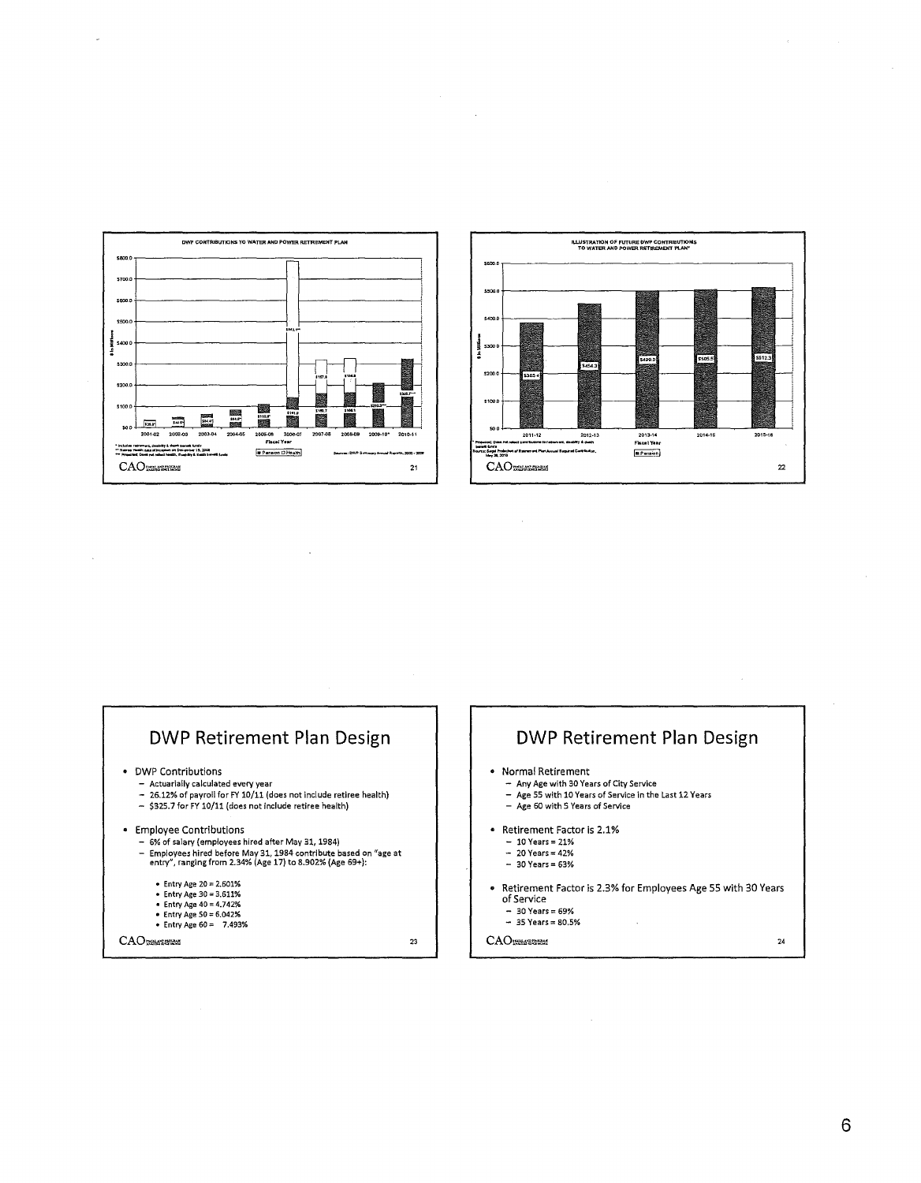## DWP CONTRIBUTIONS TO WATER AND POWER RETIREMENT PLAN

| Fiscal Year | Value |
|---|---|
| 2001-02 | $25.9* |
| 2002-03 | $42.0* |
| 2003-04 | $64.4* |
| 2004-05 | $84.8* |
| 2005-06 | $110.8* |
| 2006-07 | $141.0 / $641.1** |
| 2007-08 | $160.7 / $157.8 |
| 2008-09 | $166.1 / $166.9 |
| 2009-10*** | $210.2 |
| 2010-11 | $325.7 |

\* Includes retirement, disability & death benefit funds
\** Retiree Health data of inception on December 15, 2006
\*** Projected. Does not reflect health, disability & death benefit funds

Pension / Health

Sources: DWP Summary Annual Reports, 2002 - 2009

CAO

21

## ILLUSTRATION OF FUTURE DWP CONTRIBUTIONS TO WATER AND POWER RETIREMENT PLAN*

| Fiscal Year | Pension |
|---|---|
| 2011-12 | $383.4 |
| 2012-13 | $454.3 |
| 2013-14 | $499.0 |
| 2014-15 | $505.5 |
| 2015-16 | $512.3 |

\* Projected. Does not reflect contributions to retirement, disability & death benefit funds

Source: Segal Projection of Retirement Plan Annual Required Contribution, May 26, 2010

CAO

22

## DWP Retirement Plan Design

- DWP Contributions
  - Actuarially calculated every year
  - 26.12% of payroll for FY 10/11 (does not include retiree health)
  - $325.7 for FY 10/11 (does not include retiree health)
- Employee Contributions
  - 6% of salary (employees hired after May 31, 1984)
  - Employees hired before May 31, 1984 contribute based on "age at entry", ranging from 2.34% (Age 17) to 8.902% (Age 69+):
    - Entry Age 20 = 2.601%
    - Entry Age 30 = 3.611%
    - Entry Age 40 = 4.742%
    - Entry Age 50 = 6.042%
    - Entry Age 60 = 7.493%

CAO

23

## DWP Retirement Plan Design

- Normal Retirement
  - Any Age with 30 Years of City Service
  - Age 55 with 10 Years of Service in the Last 12 Years
  - Age 60 with 5 Years of Service
- Retirement Factor is 2.1%
  - 10 Years = 21%
  - 20 Years = 42%
  - 30 Years = 63%
- Retirement Factor is 2.3% for Employees Age 55 with 30 Years of Service
  - 30 Years = 69%
  - 35 Years = 80.5%

CAO

24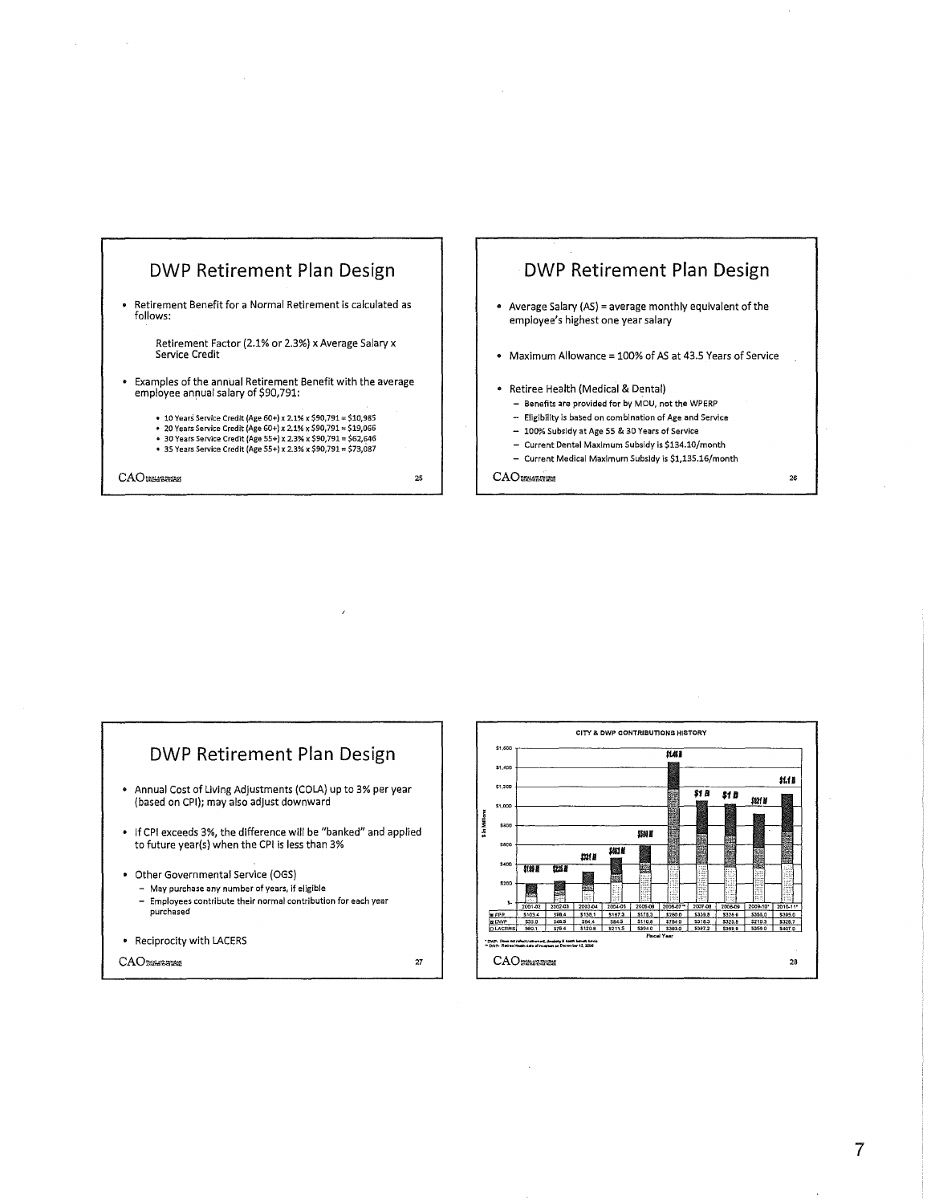# DWP Retirement Plan Design

- Retirement Benefit for a Normal Retirement is calculated as follows:

  Retirement Factor (2.1% or 2.3%) x Average Salary x Service Credit

- Examples of the annual Retirement Benefit with the average employee annual salary of $90,791:
  - 10 Years Service Credit (Age 60+) x 2.1% x $90,791 = $10,985
  - 20 Years Service Credit (Age 60+) x 2.1% x $90,791 = $19,066
  - 30 Years Service Credit (Age 55+) x 2.3% x $90,791 = $62,646
  - 35 Years Service Credit (Age 55+) x 2.3% x $90,791 = $73,087

CAO

# DWP Retirement Plan Design

- Average Salary (AS) = average monthly equivalent of the employee's highest one year salary
- Maximum Allowance = 100% of AS at 43.5 Years of Service
- Retiree Health (Medical & Dental)
  - Benefits are provided for by MOU, not the WPERP
  - Eligibility is based on combination of Age and Service
  - 100% Subsidy at Age 55 & 30 Years of Service
  - Current Dental Maximum Subsidy is $134.10/month
  - Current Medical Maximum Subsidy is $1,135.16/month

CAO

# DWP Retirement Plan Design

- Annual Cost of Living Adjustments (COLA) up to 3% per year (based on CPI); may also adjust downward
- If CPI exceeds 3%, the difference will be "banked" and applied to future year(s) when the CPI is less than 3%
- Other Governmental Service (OGS)
  - May purchase any number of years, if eligible
  - Employees contribute their normal contribution for each year purchased
- Reciprocity with LACERS

CAO

## CITY & DWP CONTRIBUTIONS HISTORY

| | 2001-02 | 2002-03 | 2003-04 | 2004-05 | 2005-06 | 2006-07** | 2007-08 | 2008-09 | 2009-10* | 2010-11* |
|---|---|---|---|---|---|---|---|---|---|---|
| FPP | $103.4 | $98.4 | $138.1 | $167.3 | $175.3 | $260.0 | $339.8 | $326.6 | $355.0 | $385.0 |
| DWP | $35.0 | $48.5 | $64.4 | $84.5 | $110.8 | $784.0 | $318.3 | $325.9 | $210.3 | $326.7 |
| LACERS | $80.1 | $78.4 | $120.8 | $211.5 | $304.0 | $393.0 | $367.2 | $369.9 | $359.0 | $407.0 |
| Total | $199 M | $225 M | $321 M | $463 M | $590 M | $1.4 B | $1 B | $1 B | $921 M | $1.1 B |

Fiscal Year

\* DWP: Does not reflect retirement, disability & death benefit funds
\*\* DWP: Retiree Health date of inception on December 13, 2006

CAO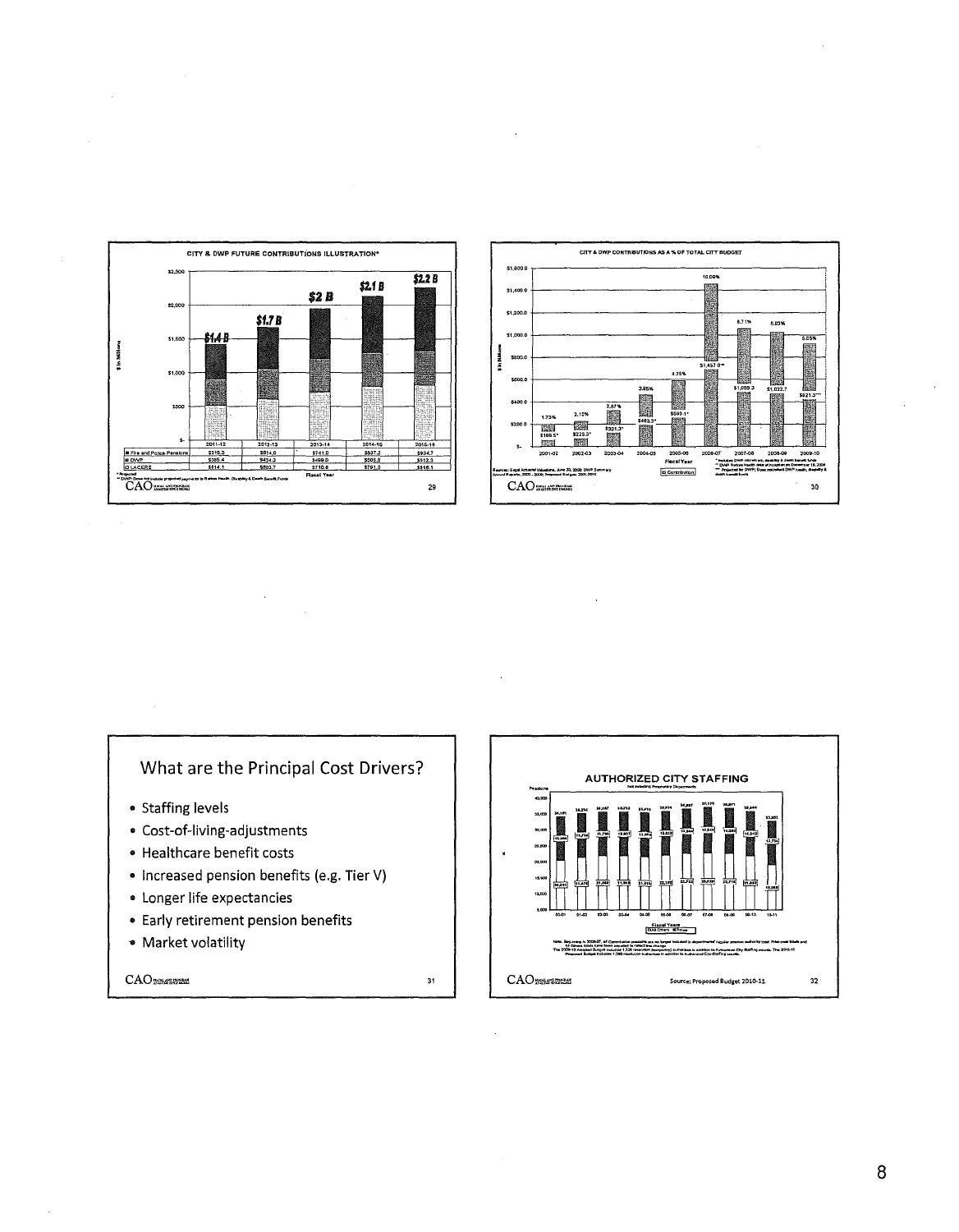## CITY & DWP FUTURE CONTRIBUTIONS ILLUSTRATION*

|  | 2011-12 | 2012-13 | 2013-14 | 2014-15 | 2015-16 |
|---|---|---|---|---|---|
| Fire and Police Pensions | $515.3 | $614.0 | $741.8 | $837.2 | $934.7 |
| DWP | $385.4 | $454.3 | $499.0 | $505.5 | $512.5 |
| LACERS | $514.1 | $603.7 | $710.8 | $791.0 | $816.1 |
| Total | $1.4 B | $1.7 B | $2 B | $2.1 B | $2.2 B |

* Projected

** DWP: Does not include projected payments to Retiree Health, Disability & Death Benefit Funds

## CITY & DWP CONTRIBUTIONS AS A % OF TOTAL CITY BUDGET

| Fiscal Year | 2001-02 | 2002-03 | 2003-04 | 2004-05 | 2005-06 | 2006-07 | 2007-08 | 2008-09 | 2009-10 |
|---|---|---|---|---|---|---|---|---|---|
| Contribution | $168.5* | $226.3* | $331.3* | $463.3* | $580.1* | $1,457.0** | $1,055.3 | $1,032.7 | $921.3*** |
| % of Total City Budget | 1.73% | 2.15% | 2.87% | 3.95% | 4.35% | 10.09% | 6.71% | 6.03% | 5.05% |

\* Includes DWP retirement, disability & death benefit funds

\*\* DWP Retiree health deposit adjusted December 15, 2006

\*\*\* Projected for DWP; Does not reflect DWP health, disability & death benefit funds

Sources: Segal Actuarial Valuations, June 30, 2009; DWP Summary Annual Reports, 2000 - 2008; Proposed Budgets 2009-2010

## What are the Principal Cost Drivers?

- Staffing levels
- Cost-of-living-adjustments
- Healthcare benefit costs
- Increased pension benefits (e.g. Tier V)
- Longer life expectancies
- Early retirement pension benefits
- Market volatility

## AUTHORIZED CITY STAFFING

Not including Proprietary Departments

Source: Proposed Budget 2010-11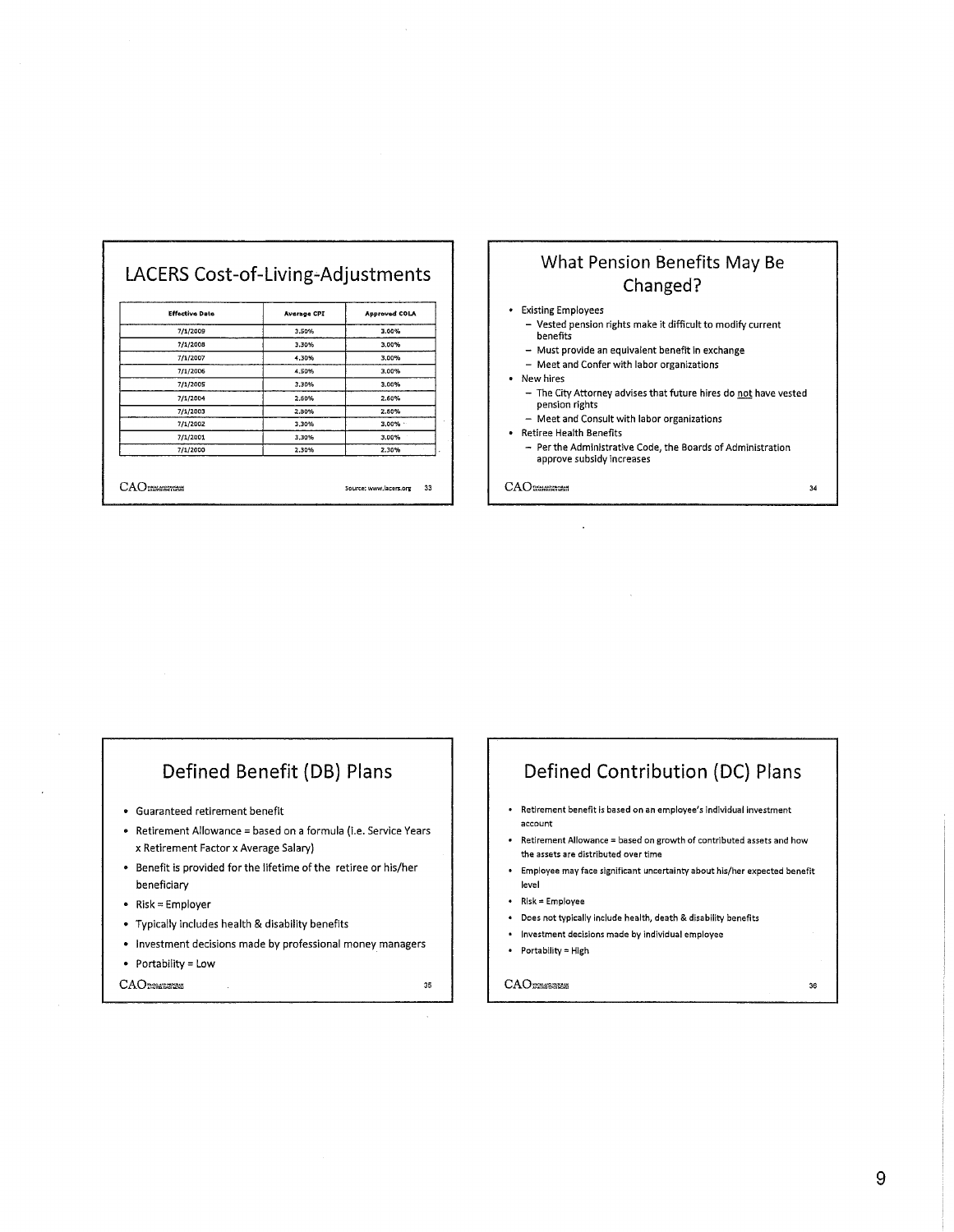## LACERS Cost-of-Living-Adjustments

| Effective Date | Average CPI | Approved COLA |
|---|---|---|
| 7/1/2009 | 3.50% | 3.00% |
| 7/1/2008 | 3.30% | 3.00% |
| 7/1/2007 | 4.30% | 3.00% |
| 7/1/2006 | 4.50% | 3.00% |
| 7/1/2005 | 3.30% | 3.00% |
| 7/1/2004 | 2.60% | 2.60% |
| 7/1/2003 | 2.80% | 2.80% |
| 7/1/2002 | 3.30% | 3.00% |
| 7/1/2001 | 3.30% | 3.00% |
| 7/1/2000 | 2.30% | 2.30% |

Source: www.lacers.org

## What Pension Benefits May Be Changed?

- Existing Employees
  - Vested pension rights make it difficult to modify current benefits
  - Must provide an equivalent benefit in exchange
  - Meet and Confer with labor organizations
- New hires
  - The City Attorney advises that future hires do not have vested pension rights
  - Meet and Consult with labor organizations
- Retiree Health Benefits
  - Per the Administrative Code, the Boards of Administration approve subsidy increases

## Defined Benefit (DB) Plans

- Guaranteed retirement benefit
- Retirement Allowance = based on a formula (i.e. Service Years x Retirement Factor x Average Salary)
- Benefit is provided for the lifetime of the retiree or his/her beneficiary
- Risk = Employer
- Typically includes health & disability benefits
- Investment decisions made by professional money managers
- Portability = Low

## Defined Contribution (DC) Plans

- Retirement benefit is based on an employee's individual investment account
- Retirement Allowance = based on growth of contributed assets and how the assets are distributed over time
- Employee may face significant uncertainty about his/her expected benefit level
- Risk = Employee
- Does not typically include health, death & disability benefits
- Investment decisions made by individual employee
- Portability = High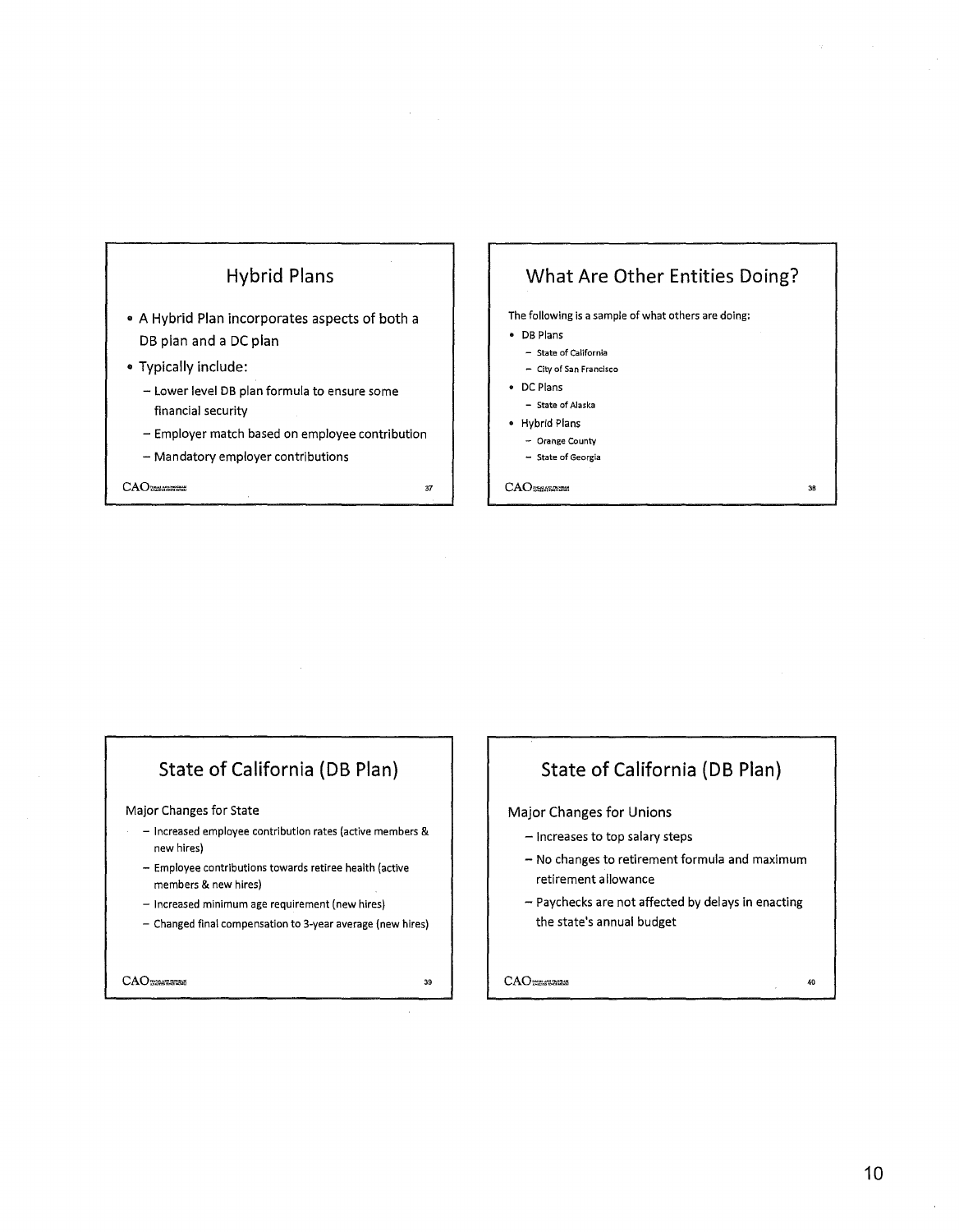## Hybrid Plans

- A Hybrid Plan incorporates aspects of both a DB plan and a DC plan
- Typically include:
  - Lower level DB plan formula to ensure some financial security
  - Employer match based on employee contribution
  - Mandatory employer contributions

## What Are Other Entities Doing?

The following is a sample of what others are doing:

- DB Plans
  - State of California
  - City of San Francisco
- DC Plans
  - State of Alaska
- Hybrid Plans
  - Orange County
  - State of Georgia

## State of California (DB Plan)

Major Changes for State

- Increased employee contribution rates (active members & new hires)
- Employee contributions towards retiree health (active members & new hires)
- Increased minimum age requirement (new hires)
- Changed final compensation to 3-year average (new hires)

## State of California (DB Plan)

Major Changes for Unions

- Increases to top salary steps
- No changes to retirement formula and maximum retirement allowance
- Paychecks are not affected by delays in enacting the state's annual budget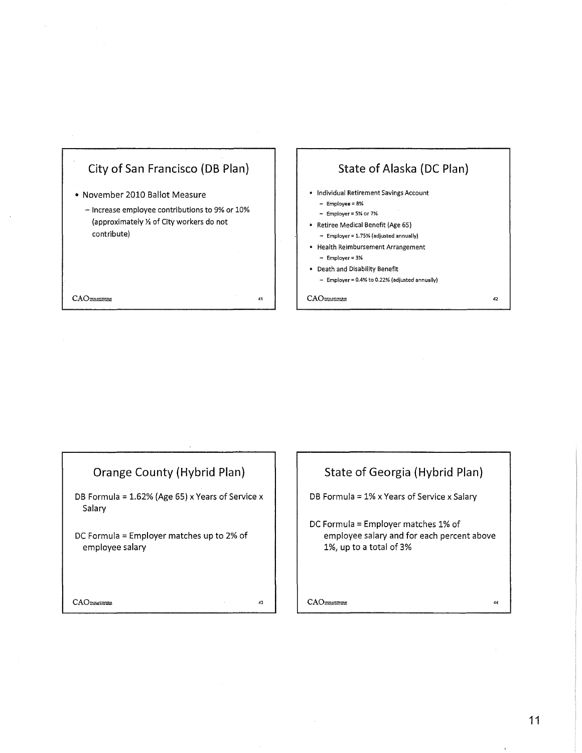## City of San Francisco (DB Plan)

- November 2010 Ballot Measure
  - Increase employee contributions to 9% or 10% (approximately ½ of City workers do not contribute)

## State of Alaska (DC Plan)

- Individual Retirement Savings Account
  - Employee = 8%
  - Employer = 5% or 7%
- Retiree Medical Benefit (Age 65)
  - Employer = 1.75% (adjusted annually)
- Health Reimbursement Arrangement
  - Employer = 3%
- Death and Disability Benefit
  - Employer = 0.4% to 0.22% (adjusted annually)

## Orange County (Hybrid Plan)

DB Formula = 1.62% (Age 65) x Years of Service x Salary

DC Formula = Employer matches up to 2% of employee salary

## State of Georgia (Hybrid Plan)

DB Formula = 1% x Years of Service x Salary

DC Formula = Employer matches 1% of employee salary and for each percent above 1%, up to a total of 3%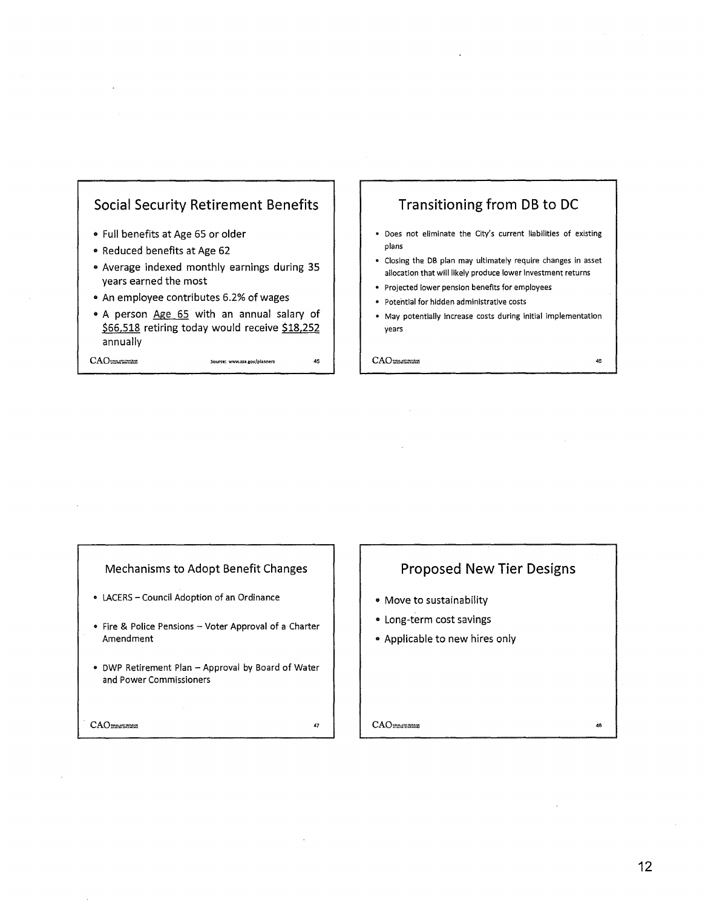## Social Security Retirement Benefits

- Full benefits at Age 65 or older
- Reduced benefits at Age 62
- Average indexed monthly earnings during 35 years earned the most
- An employee contributes 6.2% of wages
- A person Age 65 with an annual salary of $66,518 retiring today would receive $18,252 annually

Source: www.ssa.gov/planners

## Transitioning from DB to DC

- Does not eliminate the City's current liabilities of existing plans
- Closing the DB plan may ultimately require changes in asset allocation that will likely produce lower investment returns
- Projected lower pension benefits for employees
- Potential for hidden administrative costs
- May potentially increase costs during initial implementation years

## Mechanisms to Adopt Benefit Changes

- LACERS – Council Adoption of an Ordinance
- Fire & Police Pensions – Voter Approval of a Charter Amendment
- DWP Retirement Plan – Approval by Board of Water and Power Commissioners

## Proposed New Tier Designs

- Move to sustainability
- Long-term cost savings
- Applicable to new hires only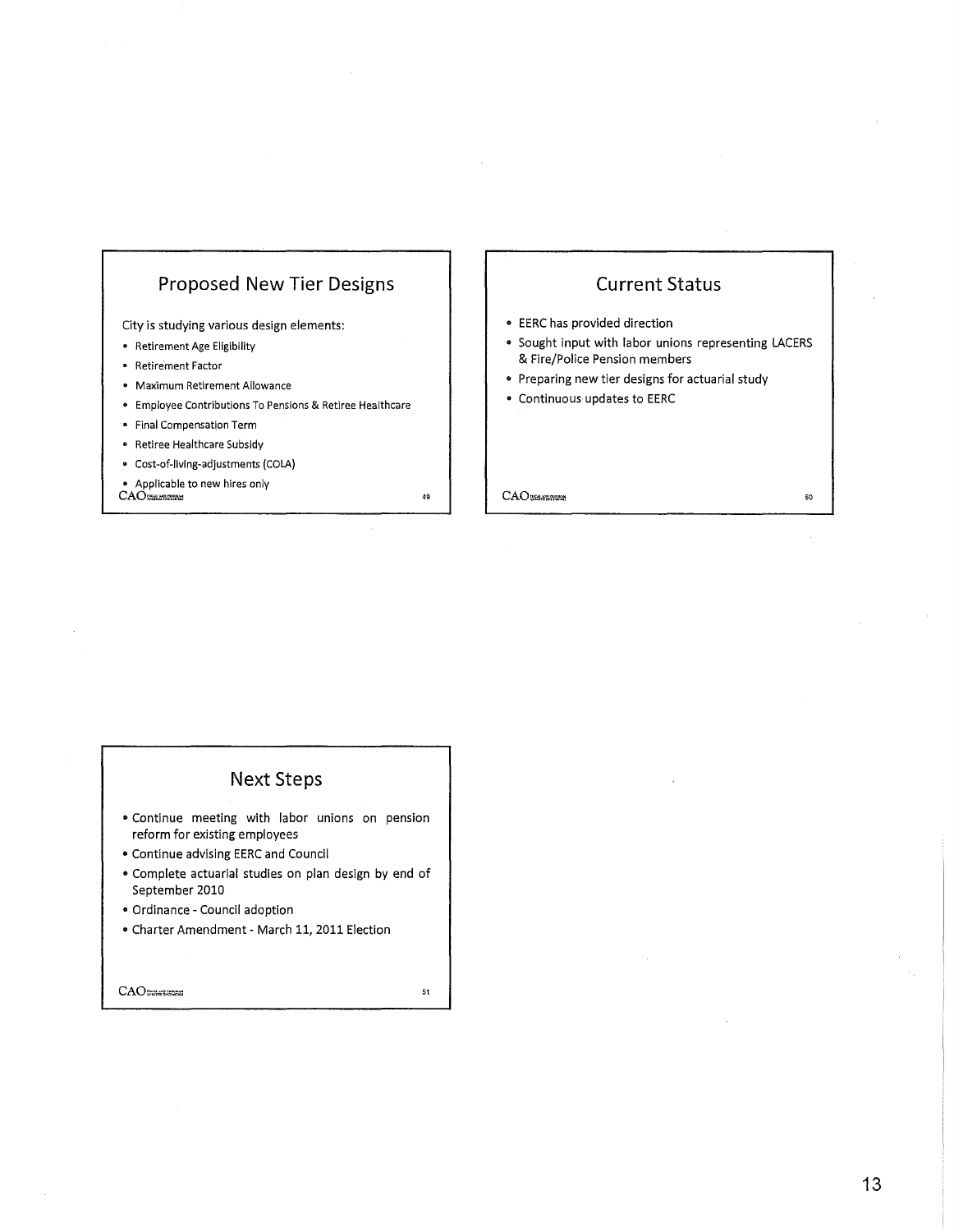## Proposed New Tier Designs

City is studying various design elements:

- Retirement Age Eligibility
- Retirement Factor
- Maximum Retirement Allowance
- Employee Contributions To Pensions & Retiree Healthcare
- Final Compensation Term
- Retiree Healthcare Subsidy
- Cost-of-living-adjustments (COLA)
- Applicable to new hires only

CAO

## Current Status

- EERC has provided direction
- Sought input with labor unions representing LACERS & Fire/Police Pension members
- Preparing new tier designs for actuarial study
- Continuous updates to EERC

CAO

## Next Steps

- Continue meeting with labor unions on pension reform for existing employees
- Continue advising EERC and Council
- Complete actuarial studies on plan design by end of September 2010
- Ordinance - Council adoption
- Charter Amendment - March 11, 2011 Election

CAO